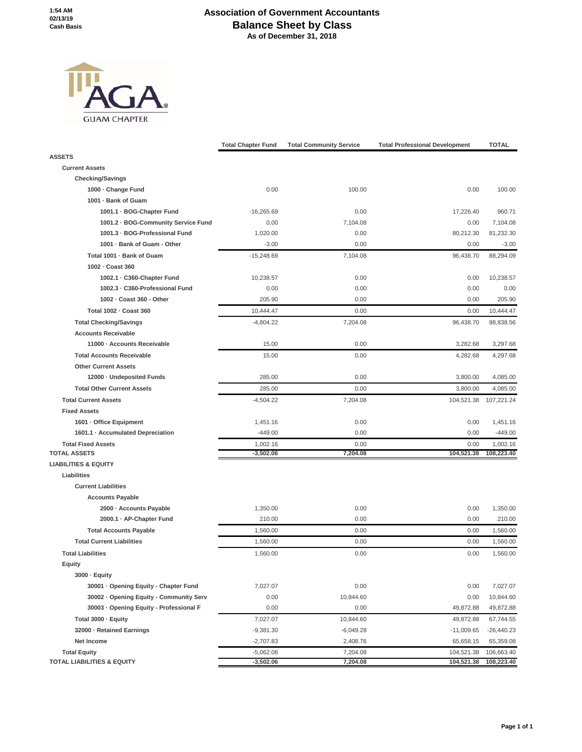1:54 AM
02/13/19
Cash Basis

# Association of Government Accountants
## Balance Sheet by Class
### As of December 31, 2018

GUAM CHAPTER

| | Total Chapter Fund | Total Community Service | Total Professional Development | TOTAL |
|---|---|---|---|---|
| **ASSETS** | | | | |
| **Current Assets** | | | | |
| **Checking/Savings** | | | | |
| 1000 · Change Fund | 0.00 | 100.00 | 0.00 | 100.00 |
| 1001 · Bank of Guam | | | | |
| 1001.1 · BOG-Chapter Fund | -16,265.69 | 0.00 | 17,226.40 | 960.71 |
| 1001.2 · BOG-Community Service Fund | 0.00 | 7,104.08 | 0.00 | 7,104.08 |
| 1001.3 · BOG-Professional Fund | 1,020.00 | 0.00 | 80,212.30 | 81,232.30 |
| 1001 · Bank of Guam - Other | -3.00 | 0.00 | 0.00 | -3.00 |
| Total 1001 · Bank of Guam | -15,248.69 | 7,104.08 | 96,438.70 | 88,294.09 |
| 1002 · Coast 360 | | | | |
| 1002.1 · C360-Chapter Fund | 10,238.57 | 0.00 | 0.00 | 10,238.57 |
| 1002.3 · C360-Professional Fund | 0.00 | 0.00 | 0.00 | 0.00 |
| 1002 · Coast 360 - Other | 205.90 | 0.00 | 0.00 | 205.90 |
| Total 1002 · Coast 360 | 10,444.47 | 0.00 | 0.00 | 10,444.47 |
| **Total Checking/Savings** | -4,804.22 | 7,204.08 | 96,438.70 | 98,838.56 |
| **Accounts Receivable** | | | | |
| 11000 · Accounts Receivable | 15.00 | 0.00 | 3,282.68 | 3,297.68 |
| **Total Accounts Receivable** | 15.00 | 0.00 | 4,282.68 | 4,297.68 |
| **Other Current Assets** | | | | |
| 12000 · Undeposited Funds | 285.00 | 0.00 | 3,800.00 | 4,085.00 |
| **Total Other Current Assets** | 285.00 | 0.00 | 3,800.00 | 4,085.00 |
| **Total Current Assets** | -4,504.22 | 7,204.08 | 104,521.38 | 107,221.24 |
| **Fixed Assets** | | | | |
| 1601 · Office Equipment | 1,451.16 | 0.00 | 0.00 | 1,451.16 |
| 1601.1 · Accumulated Depreciation | -449.00 | 0.00 | 0.00 | -449.00 |
| **Total Fixed Assets** | 1,002.16 | 0.00 | 0.00 | 1,002.16 |
| **TOTAL ASSETS** | **-3,502.06** | **7,204.08** | **104,521.38** | **108,223.40** |
| **LIABILITIES & EQUITY** | | | | |
| **Liabilities** | | | | |
| **Current Liabilities** | | | | |
| **Accounts Payable** | | | | |
| 2000 · Accounts Payable | 1,350.00 | 0.00 | 0.00 | 1,350.00 |
| 2000.1 · AP-Chapter Fund | 210.00 | 0.00 | 0.00 | 210.00 |
| **Total Accounts Payable** | 1,560.00 | 0.00 | 0.00 | 1,560.00 |
| **Total Current Liabilities** | 1,560.00 | 0.00 | 0.00 | 1,560.00 |
| **Total Liabilities** | 1,560.00 | 0.00 | 0.00 | 1,560.00 |
| **Equity** | | | | |
| 3000 · Equity | | | | |
| 30001 · Opening Equity - Chapter Fund | 7,027.07 | 0.00 | 0.00 | 7,027.07 |
| 30002 · Opening Equity - Community Serv | 0.00 | 10,844.60 | 0.00 | 10,844.60 |
| 30003 · Opening Equity - Professional F | 0.00 | 0.00 | 49,872.88 | 49,872.88 |
| Total 3000 · Equity | 7,027.07 | 10,844.60 | 49,872.88 | 67,744.55 |
| 32000 · Retained Earnings | -9,381.30 | -6,049.28 | -11,009.65 | -26,440.23 |
| Net Income | -2,707.83 | 2,408.76 | 65,658.15 | 65,359.08 |
| **Total Equity** | -5,062.06 | 7,204.08 | 104,521.38 | 106,663.40 |
| **TOTAL LIABILITIES & EQUITY** | **-3,502.06** | **7,204.08** | **104,521.38** | **108,223.40** |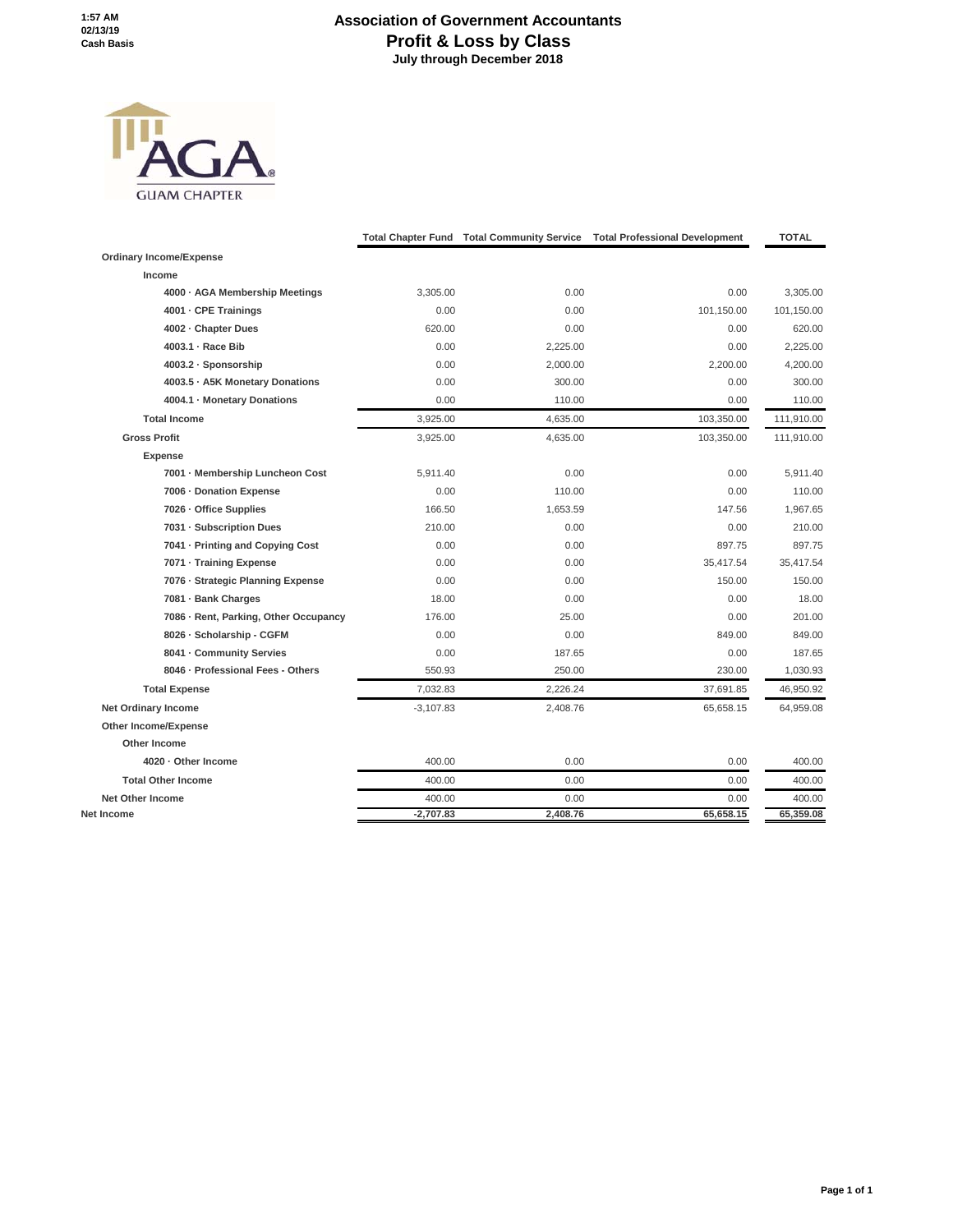1:57 AM
02/13/19
Cash Basis

# Association of Government Accountants
## Profit & Loss by Class
### July through December 2018

| | Total Chapter Fund | Total Community Service | Total Professional Development | TOTAL |
|---|---|---|---|---|
| **Ordinary Income/Expense** | | | | |
| **Income** | | | | |
| **4000 · AGA Membership Meetings** | 3,305.00 | 0.00 | 0.00 | 3,305.00 |
| **4001 · CPE Trainings** | 0.00 | 0.00 | 101,150.00 | 101,150.00 |
| **4002 · Chapter Dues** | 620.00 | 0.00 | 0.00 | 620.00 |
| **4003.1 · Race Bib** | 0.00 | 2,225.00 | 0.00 | 2,225.00 |
| **4003.2 · Sponsorship** | 0.00 | 2,000.00 | 2,200.00 | 4,200.00 |
| **4003.5 · A5K Monetary Donations** | 0.00 | 300.00 | 0.00 | 300.00 |
| **4004.1 · Monetary Donations** | 0.00 | 110.00 | 0.00 | 110.00 |
| **Total Income** | 3,925.00 | 4,635.00 | 103,350.00 | 111,910.00 |
| **Gross Profit** | 3,925.00 | 4,635.00 | 103,350.00 | 111,910.00 |
| **Expense** | | | | |
| **7001 · Membership Luncheon Cost** | 5,911.40 | 0.00 | 0.00 | 5,911.40 |
| **7006 · Donation Expense** | 0.00 | 110.00 | 0.00 | 110.00 |
| **7026 · Office Supplies** | 166.50 | 1,653.59 | 147.56 | 1,967.65 |
| **7031 · Subscription Dues** | 210.00 | 0.00 | 0.00 | 210.00 |
| **7041 · Printing and Copying Cost** | 0.00 | 0.00 | 897.75 | 897.75 |
| **7071 · Training Expense** | 0.00 | 0.00 | 35,417.54 | 35,417.54 |
| **7076 · Strategic Planning Expense** | 0.00 | 0.00 | 150.00 | 150.00 |
| **7081 · Bank Charges** | 18.00 | 0.00 | 0.00 | 18.00 |
| **7086 · Rent, Parking, Other Occupancy** | 176.00 | 25.00 | 0.00 | 201.00 |
| **8026 · Scholarship - CGFM** | 0.00 | 0.00 | 849.00 | 849.00 |
| **8041 · Community Servies** | 0.00 | 187.65 | 0.00 | 187.65 |
| **8046 · Professional Fees - Others** | 550.93 | 250.00 | 230.00 | 1,030.93 |
| **Total Expense** | 7,032.83 | 2,226.24 | 37,691.85 | 46,950.92 |
| **Net Ordinary Income** | -3,107.83 | 2,408.76 | 65,658.15 | 64,959.08 |
| **Other Income/Expense** | | | | |
| **Other Income** | | | | |
| **4020 · Other Income** | 400.00 | 0.00 | 0.00 | 400.00 |
| **Total Other Income** | 400.00 | 0.00 | 0.00 | 400.00 |
| **Net Other Income** | 400.00 | 0.00 | 0.00 | 400.00 |
| **Net Income** | **-2,707.83** | **2,408.76** | **65,658.15** | **65,359.08** |